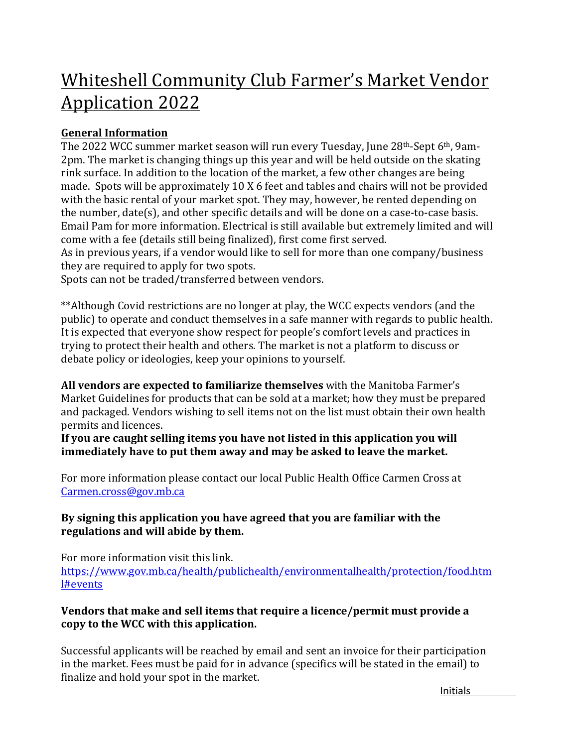# Whiteshell Community Club Farmer's Market Vendor Application 2022

**General Information**

The 2022 WCC summer market season will run every Tuesday, June 28th-Sept 6th, 9am-2pm. The market is changing things up this year and will be held outside on the skating rink surface. In addition to the location of the market, a few other changes are being made. Spots will be approximately 10 X 6 feet and tables and chairs will not be provided with the basic rental of your market spot. They may, however, be rented depending on the number, date(s), and other specific details and will be done on a case-to-case basis. Email Pam for more information. Electrical is still available but extremely limited and will come with a fee (details still being finalized), first come first served.

As in previous years, if a vendor would like to sell for more than one company/business they are required to apply for two spots.

Spots can not be traded/transferred between vendors.

**Although Covid restrictions are no longer at play, the WCC expects vendors (and the public) to operate and conduct themselves in a safe manner with regards to public health. It is expected that everyone show respect for people's comfort levels and practices in trying to protect their health and others. The market is not a platform to discuss or debate policy or ideologies, keep your opinions to yourself.

**All vendors are expected to familiarize themselves** with the Manitoba Farmer's Market Guidelines for products that can be sold at a market; how they must be prepared and packaged. Vendors wishing to sell items not on the list must obtain their own health permits and licences.

**If you are caught selling items you have not listed in this application you will immediately have to put them away and may be asked to leave the market.**

For more information please contact our local Public Health Office Carmen Cross at Carmen.cross@gov.mb.ca

**By signing this application you have agreed that you are familiar with the regulations and will abide by them.**

For more information visit this link.
https://www.gov.mb.ca/health/publichealth/environmentalhealth/protection/food.html#events

**Vendors that make and sell items that require a licence/permit must provide a copy to the WCC with this application.**

Successful applicants will be reached by email and sent an invoice for their participation in the market. Fees must be paid for in advance (specifics will be stated in the email) to finalize and hold your spot in the market.

Initials ________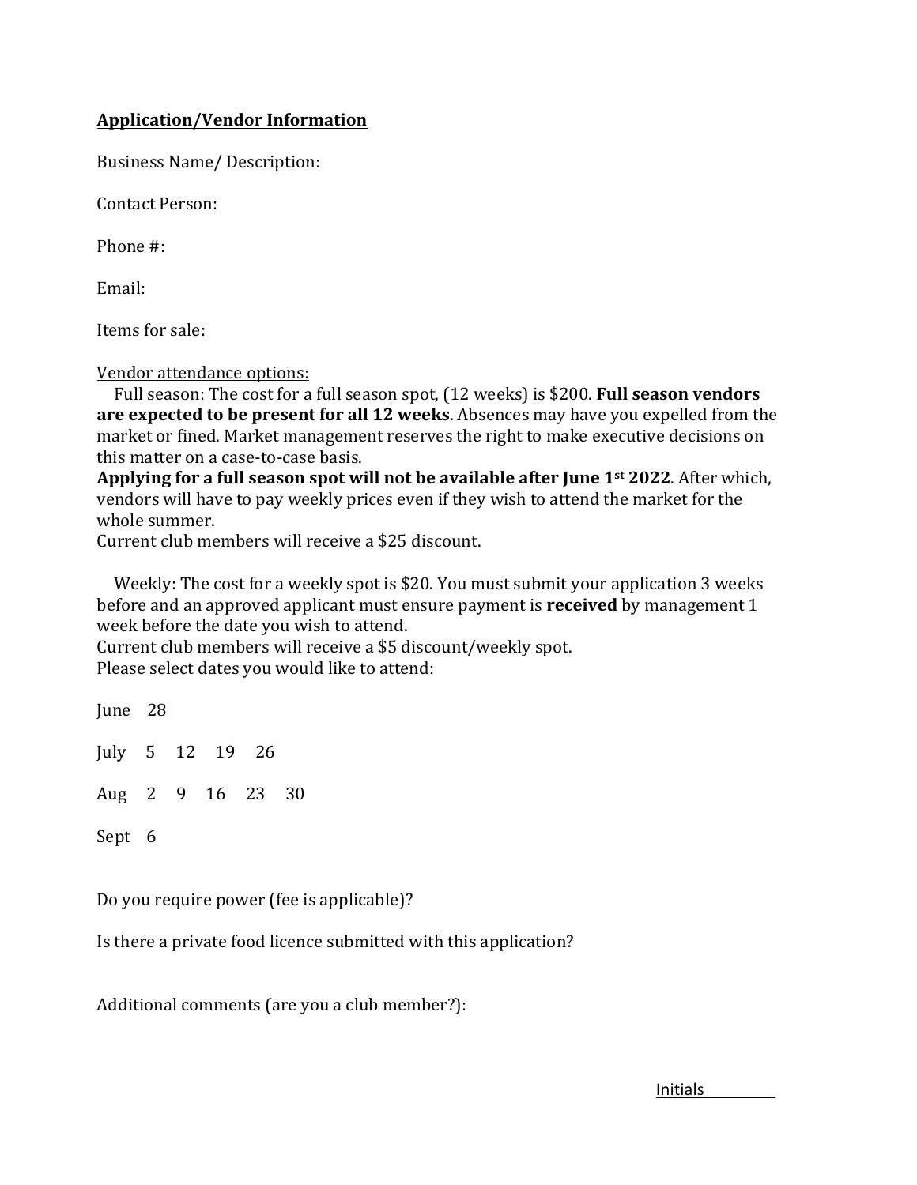## Application/Vendor Information

Business Name/ Description:

Contact Person:

Phone #:

Email:

Items for sale:

Vendor attendance options:

Full season: The cost for a full season spot, (12 weeks) is $200. **Full season vendors are expected to be present for all 12 weeks**. Absences may have you expelled from the market or fined. Market management reserves the right to make executive decisions on this matter on a case-to-case basis.

**Applying for a full season spot will not be available after June 1st 2022**. After which, vendors will have to pay weekly prices even if they wish to attend the market for the whole summer.

Current club members will receive a $25 discount.

Weekly: The cost for a weekly spot is $20. You must submit your application 3 weeks before and an approved applicant must ensure payment is **received** by management 1 week before the date you wish to attend.

Current club members will receive a $5 discount/weekly spot.

Please select dates you would like to attend:

June 28

July 5 12 19 26

Aug 2 9 16 23 30

Sept 6

Do you require power (fee is applicable)?

Is there a private food licence submitted with this application?

Additional comments (are you a club member?):

Initials ________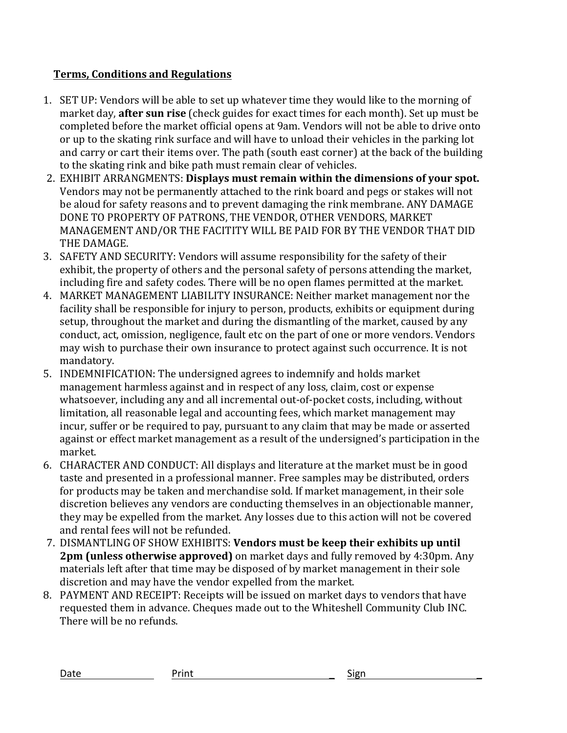**Terms, Conditions and Regulations**

1. SET UP: Vendors will be able to set up whatever time they would like to the morning of market day, **after sun rise** (check guides for exact times for each month). Set up must be completed before the market official opens at 9am. Vendors will not be able to drive onto or up to the skating rink surface and will have to unload their vehicles in the parking lot and carry or cart their items over. The path (south east corner) at the back of the building to the skating rink and bike path must remain clear of vehicles.
2. EXHIBIT ARRANGMENTS: **Displays must remain within the dimensions of your spot.** Vendors may not be permanently attached to the rink board and pegs or stakes will not be aloud for safety reasons and to prevent damaging the rink membrane. ANY DAMAGE DONE TO PROPERTY OF PATRONS, THE VENDOR, OTHER VENDORS, MARKET MANAGEMENT AND/OR THE FACITITY WILL BE PAID FOR BY THE VENDOR THAT DID THE DAMAGE.
3. SAFETY AND SECURITY: Vendors will assume responsibility for the safety of their exhibit, the property of others and the personal safety of persons attending the market, including fire and safety codes. There will be no open flames permitted at the market.
4. MARKET MANAGEMENT LIABILITY INSURANCE: Neither market management nor the facility shall be responsible for injury to person, products, exhibits or equipment during setup, throughout the market and during the dismantling of the market, caused by any conduct, act, omission, negligence, fault etc on the part of one or more vendors. Vendors may wish to purchase their own insurance to protect against such occurrence. It is not mandatory.
5. INDEMNIFICATION: The undersigned agrees to indemnify and holds market management harmless against and in respect of any loss, claim, cost or expense whatsoever, including any and all incremental out-of-pocket costs, including, without limitation, all reasonable legal and accounting fees, which market management may incur, suffer or be required to pay, pursuant to any claim that may be made or asserted against or effect market management as a result of the undersigned's participation in the market.
6. CHARACTER AND CONDUCT: All displays and literature at the market must be in good taste and presented in a professional manner. Free samples may be distributed, orders for products may be taken and merchandise sold. If market management, in their sole discretion believes any vendors are conducting themselves in an objectionable manner, they may be expelled from the market. Any losses due to this action will not be covered and rental fees will not be refunded.
7. DISMANTLING OF SHOW EXHIBITS: **Vendors must be keep their exhibits up until 2pm (unless otherwise approved)** on market days and fully removed by 4:30pm. Any materials left after that time may be disposed of by market management in their sole discretion and may have the vendor expelled from the market.
8. PAYMENT AND RECEIPT: Receipts will be issued on market days to vendors that have requested them in advance. Cheques made out to the Whiteshell Community Club INC. There will be no refunds.

Date ______________ Print ______________________________ Sign ________________________